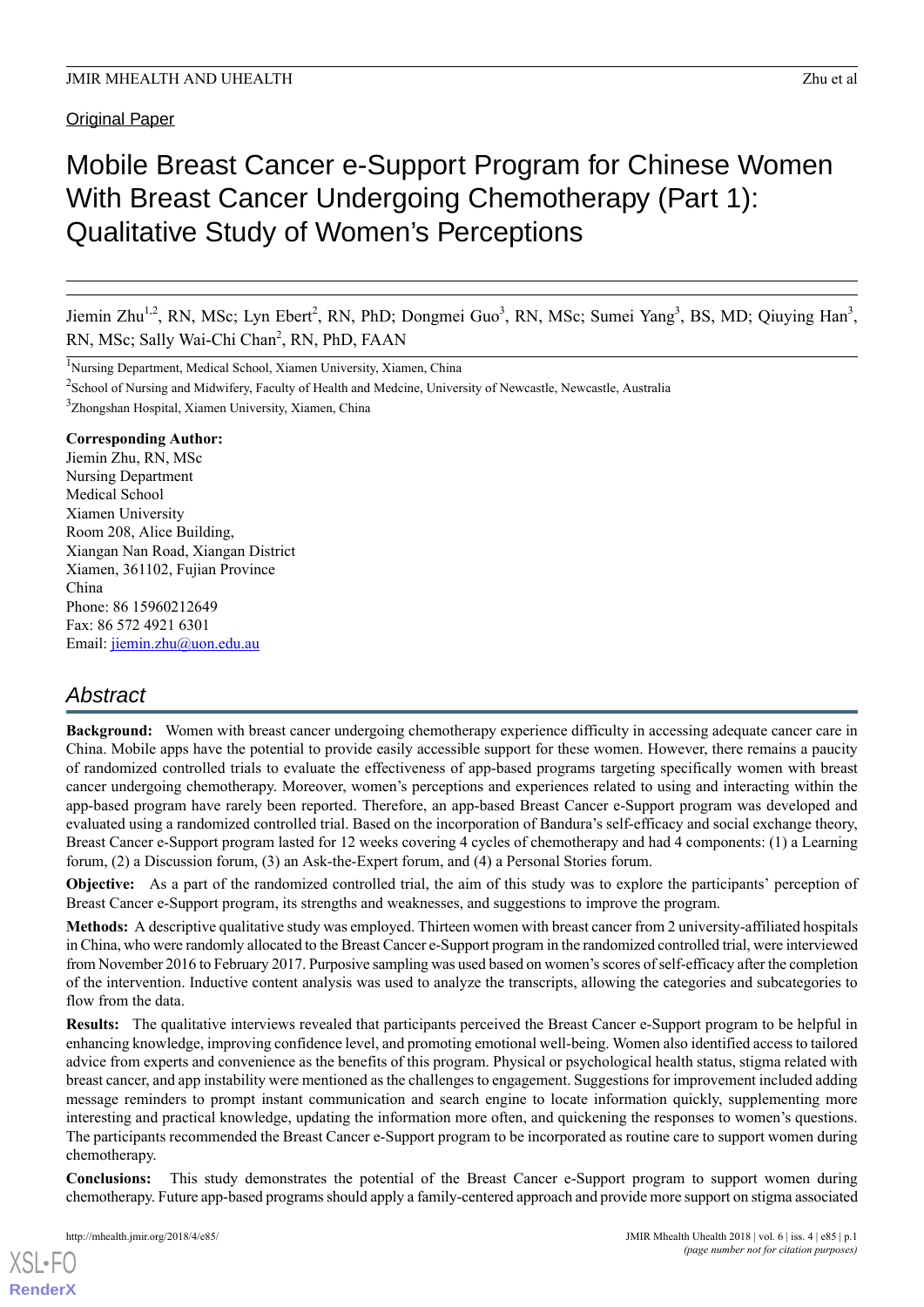Original Paper

# Mobile Breast Cancer e-Support Program for Chinese Women With Breast Cancer Undergoing Chemotherapy (Part 1): Qualitative Study of Women's Perceptions

Jiemin Zhu[1,2], RN, MSc; Lyn Ebert[2], RN, PhD; Dongmei Guo[3], RN, MSc; Sumei Yang[3], BS, MD; Qiuying Han[3], RN, MSc; Sally Wai-Chi Chan[2], RN, PhD, FAAN

[1]Nursing Department, Medical School, Xiamen University, Xiamen, China

[2]School of Nursing and Midwifery, Faculty of Health and Medcine, University of Newcastle, Newcastle, Australia

[3]Zhongshan Hospital, Xiamen University, Xiamen, China

**Corresponding Author:**
Jiemin Zhu, RN, MSc
Nursing Department
Medical School
Xiamen University
Room 208, Alice Building,
Xiangan Nan Road, Xiangan District
Xiamen, 361102, Fujian Province
China
Phone: 86 15960212649
Fax: 86 572 4921 6301
Email: jiemin.zhu@uon.edu.au

## Abstract

**Background:** Women with breast cancer undergoing chemotherapy experience difficulty in accessing adequate cancer care in China. Mobile apps have the potential to provide easily accessible support for these women. However, there remains a paucity of randomized controlled trials to evaluate the effectiveness of app-based programs targeting specifically women with breast cancer undergoing chemotherapy. Moreover, women's perceptions and experiences related to using and interacting within the app-based program have rarely been reported. Therefore, an app-based Breast Cancer e-Support program was developed and evaluated using a randomized controlled trial. Based on the incorporation of Bandura's self-efficacy and social exchange theory, Breast Cancer e-Support program lasted for 12 weeks covering 4 cycles of chemotherapy and had 4 components: (1) a Learning forum, (2) a Discussion forum, (3) an Ask-the-Expert forum, and (4) a Personal Stories forum.

**Objective:** As a part of the randomized controlled trial, the aim of this study was to explore the participants' perception of Breast Cancer e-Support program, its strengths and weaknesses, and suggestions to improve the program.

**Methods:** A descriptive qualitative study was employed. Thirteen women with breast cancer from 2 university-affiliated hospitals in China, who were randomly allocated to the Breast Cancer e-Support program in the randomized controlled trial, were interviewed from November 2016 to February 2017. Purposive sampling was used based on women's scores of self-efficacy after the completion of the intervention. Inductive content analysis was used to analyze the transcripts, allowing the categories and subcategories to flow from the data.

**Results:** The qualitative interviews revealed that participants perceived the Breast Cancer e-Support program to be helpful in enhancing knowledge, improving confidence level, and promoting emotional well-being. Women also identified access to tailored advice from experts and convenience as the benefits of this program. Physical or psychological health status, stigma related with breast cancer, and app instability were mentioned as the challenges to engagement. Suggestions for improvement included adding message reminders to prompt instant communication and search engine to locate information quickly, supplementing more interesting and practical knowledge, updating the information more often, and quickening the responses to women's questions. The participants recommended the Breast Cancer e-Support program to be incorporated as routine care to support women during chemotherapy.

**Conclusions:** This study demonstrates the potential of the Breast Cancer e-Support program to support women during chemotherapy. Future app-based programs should apply a family-centered approach and provide more support on stigma associated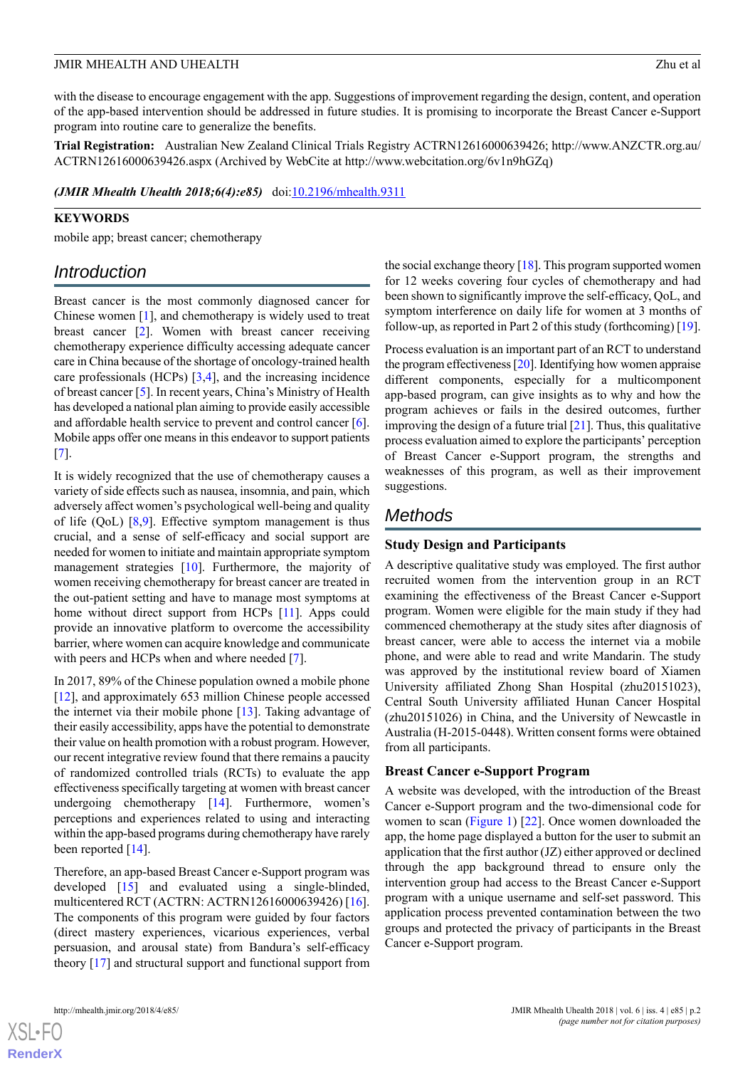with the disease to encourage engagement with the app. Suggestions of improvement regarding the design, content, and operation of the app-based intervention should be addressed in future studies. It is promising to incorporate the Breast Cancer e-Support program into routine care to generalize the benefits.

**Trial Registration:** Australian New Zealand Clinical Trials Registry ACTRN12616000639426; http://www.ANZCTR.org.au/ACTRN12616000639426.aspx (Archived by WebCite at http://www.webcitation.org/6v1n9hGZq)

***(JMIR Mhealth Uhealth 2018;6(4):e85)*** doi:10.2196/mhealth.9311

**KEYWORDS**

mobile app; breast cancer; chemotherapy

## Introduction

Breast cancer is the most commonly diagnosed cancer for Chinese women [1], and chemotherapy is widely used to treat breast cancer [2]. Women with breast cancer receiving chemotherapy experience difficulty accessing adequate cancer care in China because of the shortage of oncology-trained health care professionals (HCPs) [3,4], and the increasing incidence of breast cancer [5]. In recent years, China's Ministry of Health has developed a national plan aiming to provide easily accessible and affordable health service to prevent and control cancer [6]. Mobile apps offer one means in this endeavor to support patients [7].

It is widely recognized that the use of chemotherapy causes a variety of side effects such as nausea, insomnia, and pain, which adversely affect women's psychological well-being and quality of life (QoL) [8,9]. Effective symptom management is thus crucial, and a sense of self-efficacy and social support are needed for women to initiate and maintain appropriate symptom management strategies [10]. Furthermore, the majority of women receiving chemotherapy for breast cancer are treated in the out-patient setting and have to manage most symptoms at home without direct support from HCPs [11]. Apps could provide an innovative platform to overcome the accessibility barrier, where women can acquire knowledge and communicate with peers and HCPs when and where needed [7].

In 2017, 89% of the Chinese population owned a mobile phone [12], and approximately 653 million Chinese people accessed the internet via their mobile phone [13]. Taking advantage of their easily accessibility, apps have the potential to demonstrate their value on health promotion with a robust program. However, our recent integrative review found that there remains a paucity of randomized controlled trials (RCTs) to evaluate the app effectiveness specifically targeting at women with breast cancer undergoing chemotherapy [14]. Furthermore, women's perceptions and experiences related to using and interacting within the app-based programs during chemotherapy have rarely been reported [14].

Therefore, an app-based Breast Cancer e-Support program was developed [15] and evaluated using a single-blinded, multicentered RCT (ACTRN: ACTRN12616000639426) [16]. The components of this program were guided by four factors (direct mastery experiences, vicarious experiences, verbal persuasion, and arousal state) from Bandura's self-efficacy theory [17] and structural support and functional support from the social exchange theory [18]. This program supported women for 12 weeks covering four cycles of chemotherapy and had been shown to significantly improve the self-efficacy, QoL, and symptom interference on daily life for women at 3 months of follow-up, as reported in Part 2 of this study (forthcoming) [19].

Process evaluation is an important part of an RCT to understand the program effectiveness [20]. Identifying how women appraise different components, especially for a multicomponent app-based program, can give insights as to why and how the program achieves or fails in the desired outcomes, further improving the design of a future trial [21]. Thus, this qualitative process evaluation aimed to explore the participants' perception of Breast Cancer e-Support program, the strengths and weaknesses of this program, as well as their improvement suggestions.

## Methods

### Study Design and Participants

A descriptive qualitative study was employed. The first author recruited women from the intervention group in an RCT examining the effectiveness of the Breast Cancer e-Support program. Women were eligible for the main study if they had commenced chemotherapy at the study sites after diagnosis of breast cancer, were able to access the internet via a mobile phone, and were able to read and write Mandarin. The study was approved by the institutional review board of Xiamen University affiliated Zhong Shan Hospital (zhu20151023), Central South University affiliated Hunan Cancer Hospital (zhu20151026) in China, and the University of Newcastle in Australia (H-2015-0448). Written consent forms were obtained from all participants.

### Breast Cancer e-Support Program

A website was developed, with the introduction of the Breast Cancer e-Support program and the two-dimensional code for women to scan (Figure 1) [22]. Once women downloaded the app, the home page displayed a button for the user to submit an application that the first author (JZ) either approved or declined through the app background thread to ensure only the intervention group had access to the Breast Cancer e-Support program with a unique username and self-set password. This application process prevented contamination between the two groups and protected the privacy of participants in the Breast Cancer e-Support program.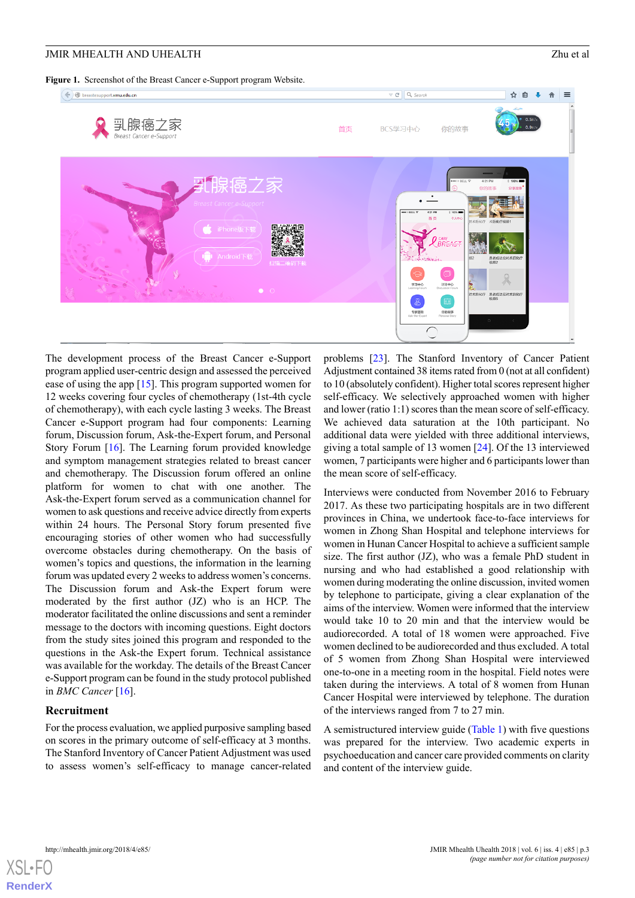**Figure 1.** Screenshot of the Breast Cancer e-Support program Website.

The development process of the Breast Cancer e-Support program applied user-centric design and assessed the perceived ease of using the app [15]. This program supported women for 12 weeks covering four cycles of chemotherapy (1st-4th cycle of chemotherapy), with each cycle lasting 3 weeks. The Breast Cancer e-Support program had four components: Learning forum, Discussion forum, Ask-the-Expert forum, and Personal Story Forum [16]. The Learning forum provided knowledge and symptom management strategies related to breast cancer and chemotherapy. The Discussion forum offered an online platform for women to chat with one another. The Ask-the-Expert forum served as a communication channel for women to ask questions and receive advice directly from experts within 24 hours. The Personal Story forum presented five encouraging stories of other women who had successfully overcome obstacles during chemotherapy. On the basis of women's topics and questions, the information in the learning forum was updated every 2 weeks to address women's concerns. The Discussion forum and Ask-the Expert forum were moderated by the first author (JZ) who is an HCP. The moderator facilitated the online discussions and sent a reminder message to the doctors with incoming questions. Eight doctors from the study sites joined this program and responded to the questions in the Ask-the Expert forum. Technical assistance was available for the workday. The details of the Breast Cancer e-Support program can be found in the study protocol published in *BMC Cancer* [16].

## Recruitment

For the process evaluation, we applied purposive sampling based on scores in the primary outcome of self-efficacy at 3 months. The Stanford Inventory of Cancer Patient Adjustment was used to assess women's self-efficacy to manage cancer-related problems [23]. The Stanford Inventory of Cancer Patient Adjustment contained 38 items rated from 0 (not at all confident) to 10 (absolutely confident). Higher total scores represent higher self-efficacy. We selectively approached women with higher and lower (ratio 1:1) scores than the mean score of self-efficacy. We achieved data saturation at the 10th participant. No additional data were yielded with three additional interviews, giving a total sample of 13 women [24]. Of the 13 interviewed women, 7 participants were higher and 6 participants lower than the mean score of self-efficacy.

Interviews were conducted from November 2016 to February 2017. As these two participating hospitals are in two different provinces in China, we undertook face-to-face interviews for women in Zhong Shan Hospital and telephone interviews for women in Hunan Cancer Hospital to achieve a sufficient sample size. The first author (JZ), who was a female PhD student in nursing and who had established a good relationship with women during moderating the online discussion, invited women by telephone to participate, giving a clear explanation of the aims of the interview. Women were informed that the interview would take 10 to 20 min and that the interview would be audiorecorded. A total of 18 women were approached. Five women declined to be audiorecorded and thus excluded. A total of 5 women from Zhong Shan Hospital were interviewed one-to-one in a meeting room in the hospital. Field notes were taken during the interviews. A total of 8 women from Hunan Cancer Hospital were interviewed by telephone. The duration of the interviews ranged from 7 to 27 min.

A semistructured interview guide (Table 1) with five questions was prepared for the interview. Two academic experts in psychoeducation and cancer care provided comments on clarity and content of the interview guide.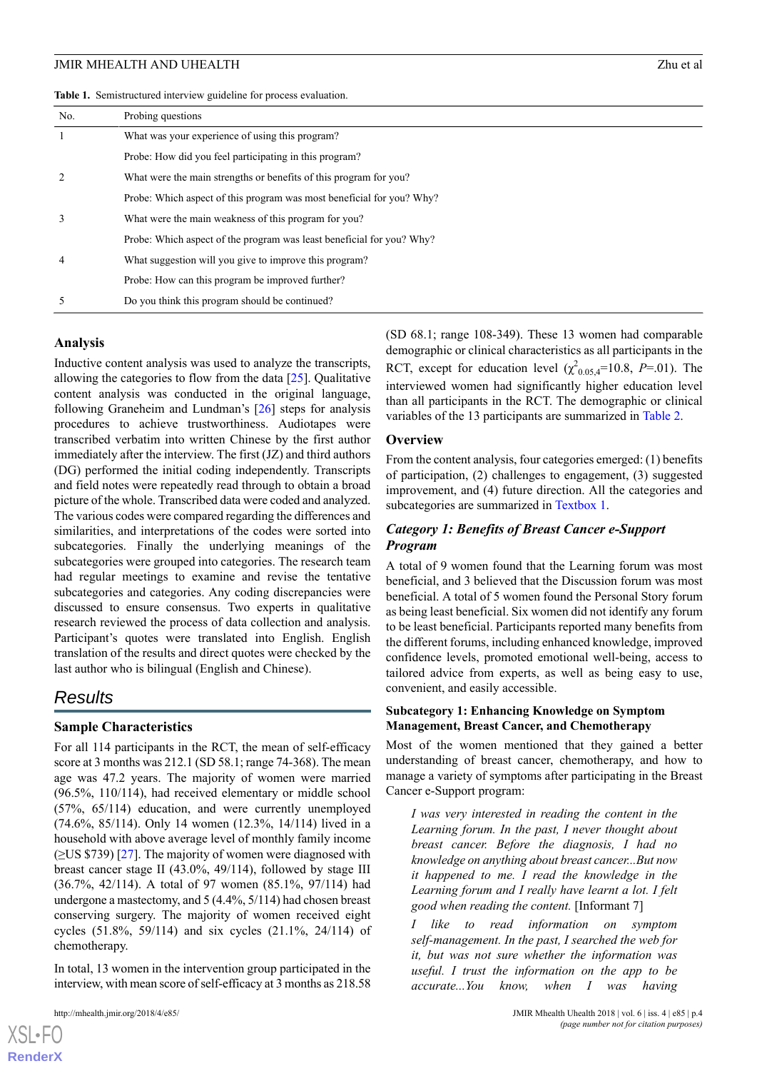**Table 1.** Semistructured interview guideline for process evaluation.

| No. | Probing questions |
| --- | --- |
| 1 | What was your experience of using this program? |
| | Probe: How did you feel participating in this program? |
| 2 | What were the main strengths or benefits of this program for you? |
| | Probe: Which aspect of this program was most beneficial for you? Why? |
| 3 | What were the main weakness of this program for you? |
| | Probe: Which aspect of the program was least beneficial for you? Why? |
| 4 | What suggestion will you give to improve this program? |
| | Probe: How can this program be improved further? |
| 5 | Do you think this program should be continued? |

### Analysis

Inductive content analysis was used to analyze the transcripts, allowing the categories to flow from the data [25]. Qualitative content analysis was conducted in the original language, following Graneheim and Lundman's [26] steps for analysis procedures to achieve trustworthiness. Audiotapes were transcribed verbatim into written Chinese by the first author immediately after the interview. The first (JZ) and third authors (DG) performed the initial coding independently. Transcripts and field notes were repeatedly read through to obtain a broad picture of the whole. Transcribed data were coded and analyzed. The various codes were compared regarding the differences and similarities, and interpretations of the codes were sorted into subcategories. Finally the underlying meanings of the subcategories were grouped into categories. The research team had regular meetings to examine and revise the tentative subcategories and categories. Any coding discrepancies were discussed to ensure consensus. Two experts in qualitative research reviewed the process of data collection and analysis. Participant's quotes were translated into English. English translation of the results and direct quotes were checked by the last author who is bilingual (English and Chinese).

## Results

### Sample Characteristics

For all 114 participants in the RCT, the mean of self-efficacy score at 3 months was 212.1 (SD 58.1; range 74-368). The mean age was 47.2 years. The majority of women were married (96.5%, 110/114), had received elementary or middle school (57%, 65/114) education, and were currently unemployed (74.6%, 85/114). Only 14 women (12.3%, 14/114) lived in a household with above average level of monthly family income (≥US $739) [27]. The majority of women were diagnosed with breast cancer stage II (43.0%, 49/114), followed by stage III (36.7%, 42/114). A total of 97 women (85.1%, 97/114) had undergone a mastectomy, and 5 (4.4%, 5/114) had chosen breast conserving surgery. The majority of women received eight cycles (51.8%, 59/114) and six cycles (21.1%, 24/114) of chemotherapy.

In total, 13 women in the intervention group participated in the interview, with mean score of self-efficacy at 3 months as 218.58 (SD 68.1; range 108-349). These 13 women had comparable demographic or clinical characteristics as all participants in the RCT, except for education level ($\chi^2_{0.05,4}$=10.8, $P$=.01). The interviewed women had significantly higher education level than all participants in the RCT. The demographic or clinical variables of the 13 participants are summarized in Table 2.

### Overview

From the content analysis, four categories emerged: (1) benefits of participation, (2) challenges to engagement, (3) suggested improvement, and (4) future direction. All the categories and subcategories are summarized in Textbox 1.

### *Category 1: Benefits of Breast Cancer e-Support Program*

A total of 9 women found that the Learning forum was most beneficial, and 3 believed that the Discussion forum was most beneficial. A total of 5 women found the Personal Story forum as being least beneficial. Six women did not identify any forum to be least beneficial. Participants reported many benefits from the different forums, including enhanced knowledge, improved confidence levels, promoted emotional well-being, access to tailored advice from experts, as well as being easy to use, convenient, and easily accessible.

#### Subcategory 1: Enhancing Knowledge on Symptom Management, Breast Cancer, and Chemotherapy

Most of the women mentioned that they gained a better understanding of breast cancer, chemotherapy, and how to manage a variety of symptoms after participating in the Breast Cancer e-Support program:

> *I was very interested in reading the content in the Learning forum. In the past, I never thought about breast cancer. Before the diagnosis, I had no knowledge on anything about breast cancer...But now it happened to me. I read the knowledge in the Learning forum and I really have learnt a lot. I felt good when reading the content.* [Informant 7]

> *I like to read information on symptom self-management. In the past, I searched the web for it, but was not sure whether the information was useful. I trust the information on the app to be accurate...You know, when I was having*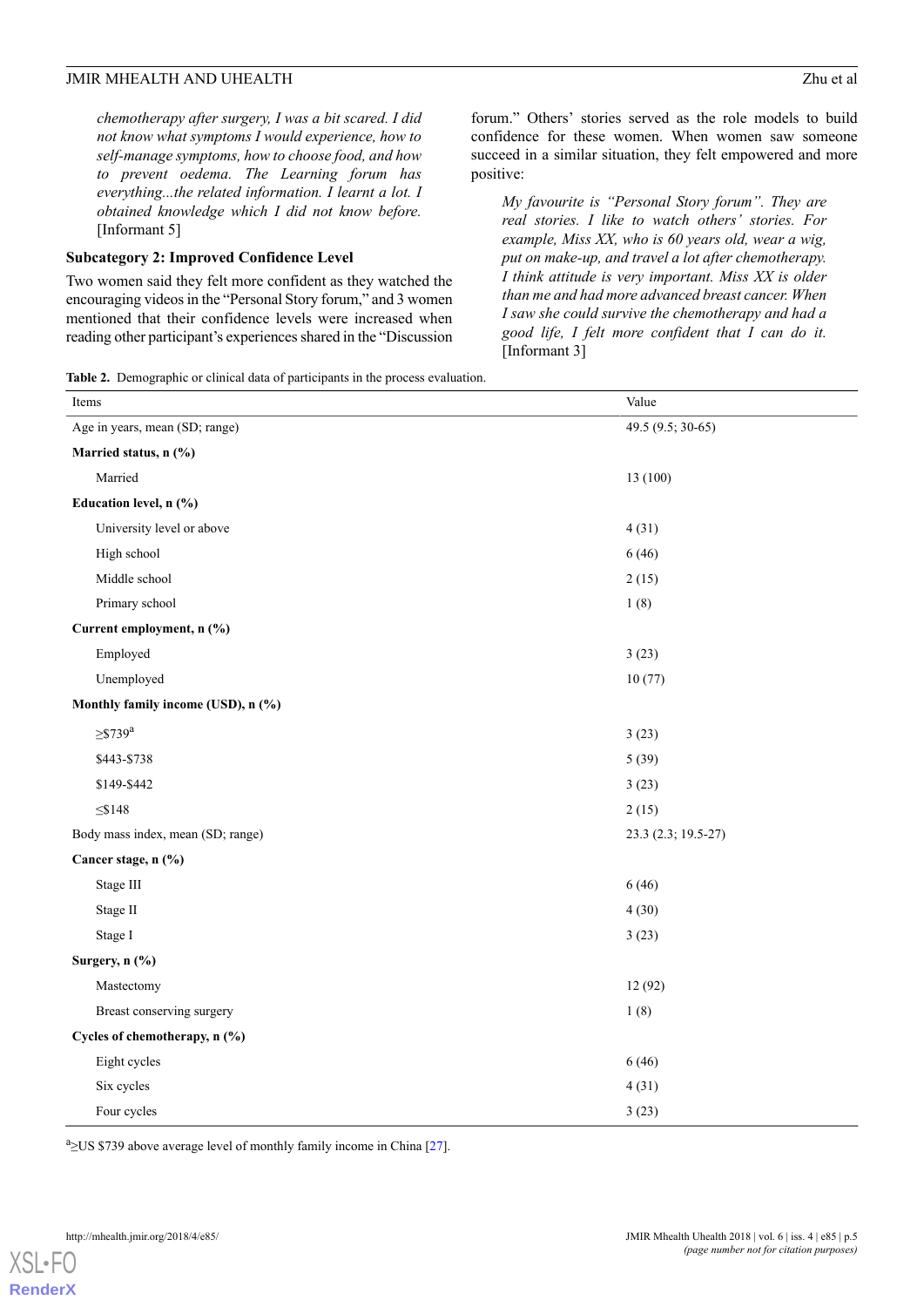> *chemotherapy after surgery, I was a bit scared. I did not know what symptoms I would experience, how to self-manage symptoms, how to choose food, and how to prevent oedema. The Learning forum has everything...the related information. I learnt a lot. I obtained knowledge which I did not know before.* [Informant 5]

### Subcategory 2: Improved Confidence Level

Two women said they felt more confident as they watched the encouraging videos in the "Personal Story forum," and 3 women mentioned that their confidence levels were increased when reading other participant's experiences shared in the "Discussion forum." Others' stories served as the role models to build confidence for these women. When women saw someone succeed in a similar situation, they felt empowered and more positive:

> *My favourite is "Personal Story forum". They are real stories. I like to watch others' stories. For example, Miss XX, who is 60 years old, wear a wig, put on make-up, and travel a lot after chemotherapy. I think attitude is very important. Miss XX is older than me and had more advanced breast cancer. When I saw she could survive the chemotherapy and had a good life, I felt more confident that I can do it.* [Informant 3]

**Table 2.** Demographic or clinical data of participants in the process evaluation.

| Items | Value |
|---|---|
| Age in years, mean (SD; range) | 49.5 (9.5; 30-65) |
| **Married status, n (%)** | |
| Married | 13 (100) |
| **Education level, n (%)** | |
| University level or above | 4 (31) |
| High school | 6 (46) |
| Middle school | 2 (15) |
| Primary school | 1 (8) |
| **Current employment, n (%)** | |
| Employed | 3 (23) |
| Unemployed | 10 (77) |
| **Monthly family income (USD), n (%)** | |
| ≥$739[a] | 3 (23) |
| $443-$738 | 5 (39) |
| $149-$442 | 3 (23) |
| ≤$148 | 2 (15) |
| Body mass index, mean (SD; range) | 23.3 (2.3; 19.5-27) |
| **Cancer stage, n (%)** | |
| Stage III | 6 (46) |
| Stage II | 4 (30) |
| Stage I | 3 (23) |
| **Surgery, n (%)** | |
| Mastectomy | 12 (92) |
| Breast conserving surgery | 1 (8) |
| **Cycles of chemotherapy, n (%)** | |
| Eight cycles | 6 (46) |
| Six cycles | 4 (31) |
| Four cycles | 3 (23) |

[a]≥US $739 above average level of monthly family income in China [27].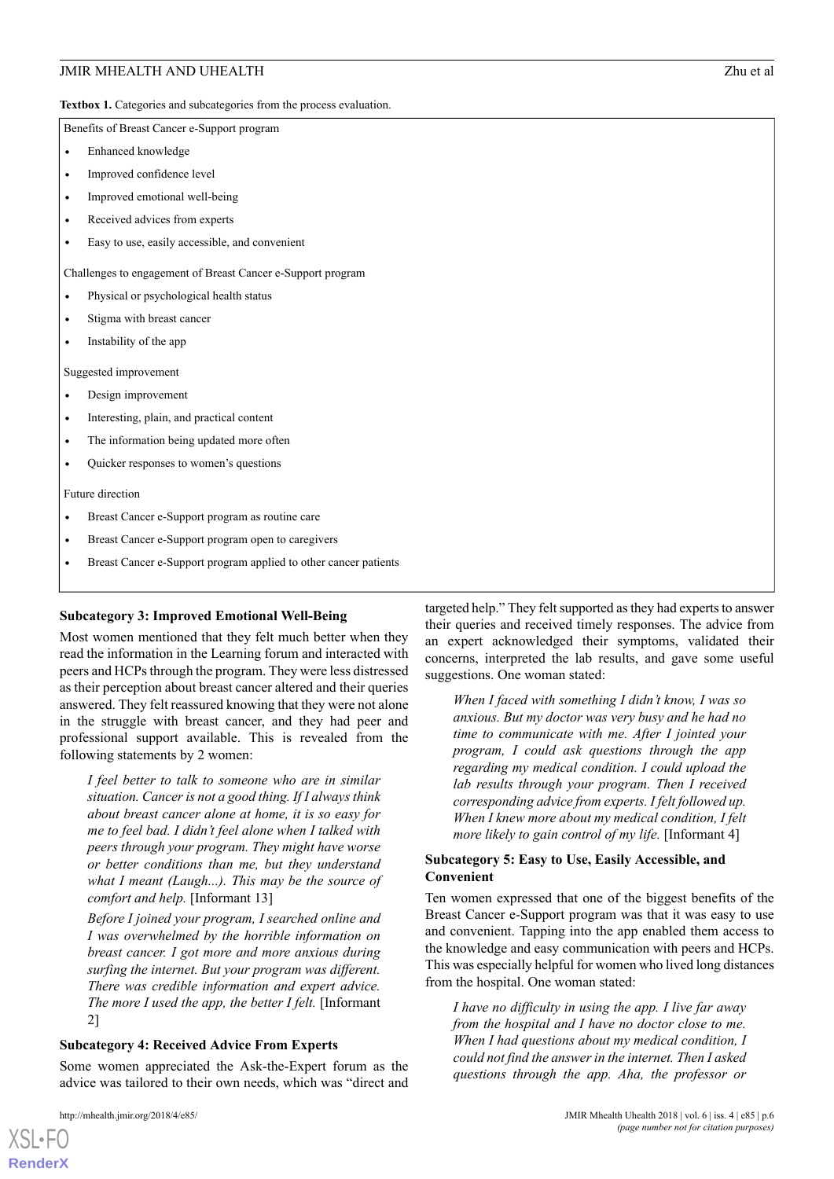**Textbox 1.** Categories and subcategories from the process evaluation.

Benefits of Breast Cancer e-Support program

- Enhanced knowledge
- Improved confidence level
- Improved emotional well-being
- Received advices from experts
- Easy to use, easily accessible, and convenient

Challenges to engagement of Breast Cancer e-Support program

- Physical or psychological health status
- Stigma with breast cancer
- Instability of the app

Suggested improvement

- Design improvement
- Interesting, plain, and practical content
- The information being updated more often
- Quicker responses to women's questions

Future direction

- Breast Cancer e-Support program as routine care
- Breast Cancer e-Support program open to caregivers
- Breast Cancer e-Support program applied to other cancer patients

### Subcategory 3: Improved Emotional Well-Being

Most women mentioned that they felt much better when they read the information in the Learning forum and interacted with peers and HCPs through the program. They were less distressed as their perception about breast cancer altered and their queries answered. They felt reassured knowing that they were not alone in the struggle with breast cancer, and they had peer and professional support available. This is revealed from the following statements by 2 women:

> *I feel better to talk to someone who are in similar situation. Cancer is not a good thing. If I always think about breast cancer alone at home, it is so easy for me to feel bad. I didn't feel alone when I talked with peers through your program. They might have worse or better conditions than me, but they understand what I meant (Laugh...). This may be the source of comfort and help.* [Informant 13]

> *Before I joined your program, I searched online and I was overwhelmed by the horrible information on breast cancer. I got more and more anxious during surfing the internet. But your program was different. There was credible information and expert advice. The more I used the app, the better I felt.* [Informant 2]

### Subcategory 4: Received Advice From Experts

Some women appreciated the Ask-the-Expert forum as the advice was tailored to their own needs, which was "direct and targeted help." They felt supported as they had experts to answer their queries and received timely responses. The advice from an expert acknowledged their symptoms, validated their concerns, interpreted the lab results, and gave some useful suggestions. One woman stated:

> *When I faced with something I didn't know, I was so anxious. But my doctor was very busy and he had no time to communicate with me. After I jointed your program, I could ask questions through the app regarding my medical condition. I could upload the lab results through your program. Then I received corresponding advice from experts. I felt followed up. When I knew more about my medical condition, I felt more likely to gain control of my life.* [Informant 4]

### Subcategory 5: Easy to Use, Easily Accessible, and Convenient

Ten women expressed that one of the biggest benefits of the Breast Cancer e-Support program was that it was easy to use and convenient. Tapping into the app enabled them access to the knowledge and easy communication with peers and HCPs. This was especially helpful for women who lived long distances from the hospital. One woman stated:

> *I have no difficulty in using the app. I live far away from the hospital and I have no doctor close to me. When I had questions about my medical condition, I could not find the answer in the internet. Then I asked questions through the app. Aha, the professor or*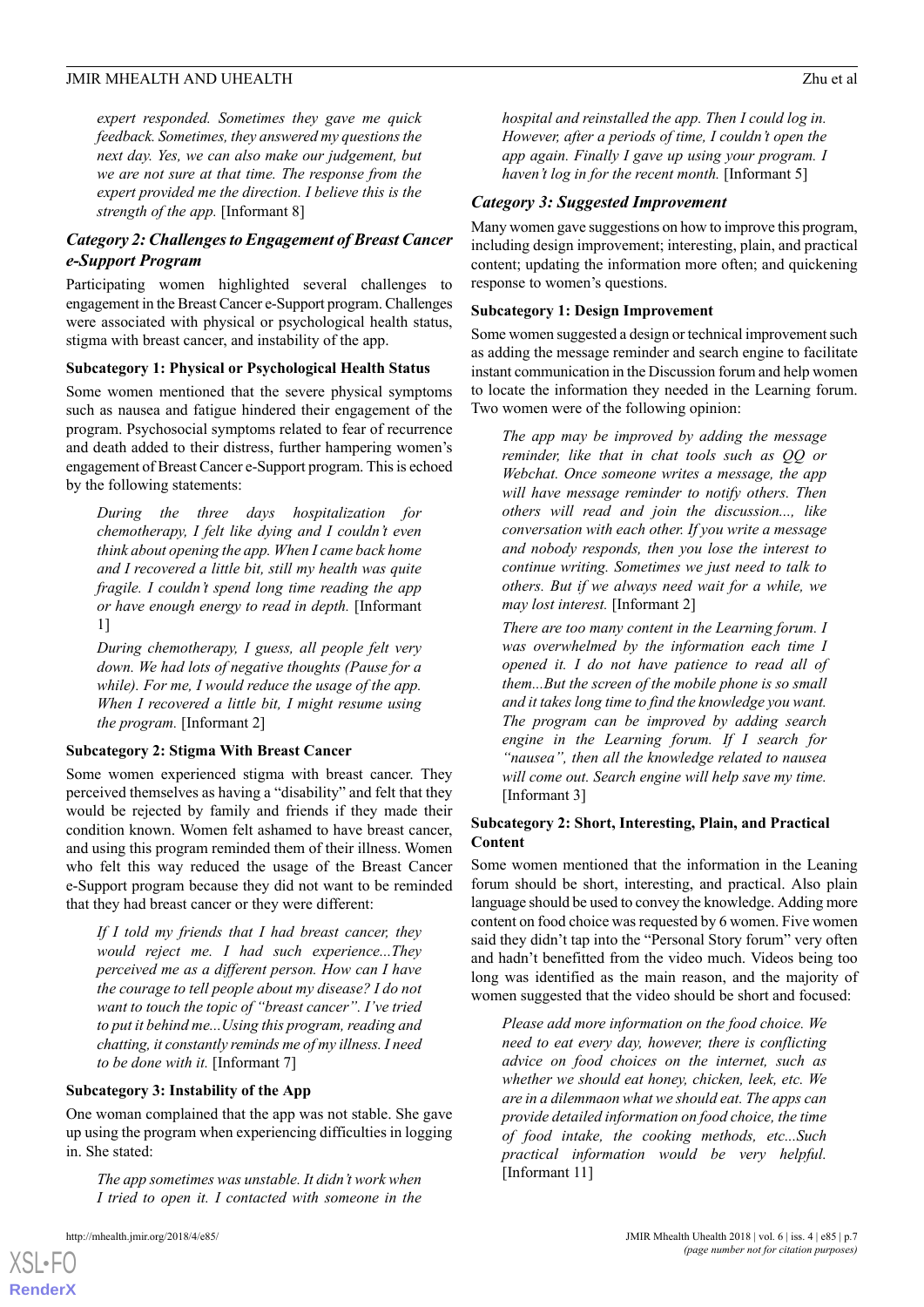*expert responded. Sometimes they gave me quick feedback. Sometimes, they answered my questions the next day. Yes, we can also make our judgement, but we are not sure at that time. The response from the expert provided me the direction. I believe this is the strength of the app.* [Informant 8]

### Category 2: Challenges to Engagement of Breast Cancer e-Support Program

Participating women highlighted several challenges to engagement in the Breast Cancer e-Support program. Challenges were associated with physical or psychological health status, stigma with breast cancer, and instability of the app.

#### Subcategory 1: Physical or Psychological Health Status

Some women mentioned that the severe physical symptoms such as nausea and fatigue hindered their engagement of the program. Psychosocial symptoms related to fear of recurrence and death added to their distress, further hampering women's engagement of Breast Cancer e-Support program. This is echoed by the following statements:

> *During the three days hospitalization for chemotherapy, I felt like dying and I couldn't even think about opening the app. When I came back home and I recovered a little bit, still my health was quite fragile. I couldn't spend long time reading the app or have enough energy to read in depth.* [Informant 1]

> *During chemotherapy, I guess, all people felt very down. We had lots of negative thoughts (Pause for a while). For me, I would reduce the usage of the app. When I recovered a little bit, I might resume using the program.* [Informant 2]

#### Subcategory 2: Stigma With Breast Cancer

Some women experienced stigma with breast cancer. They perceived themselves as having a "disability" and felt that they would be rejected by family and friends if they made their condition known. Women felt ashamed to have breast cancer, and using this program reminded them of their illness. Women who felt this way reduced the usage of the Breast Cancer e-Support program because they did not want to be reminded that they had breast cancer or they were different:

> *If I told my friends that I had breast cancer, they would reject me. I had such experience...They perceived me as a different person. How can I have the courage to tell people about my disease? I do not want to touch the topic of "breast cancer". I've tried to put it behind me...Using this program, reading and chatting, it constantly reminds me of my illness. I need to be done with it.* [Informant 7]

#### Subcategory 3: Instability of the App

One woman complained that the app was not stable. She gave up using the program when experiencing difficulties in logging in. She stated:

> *The app sometimes was unstable. It didn't work when I tried to open it. I contacted with someone in the hospital and reinstalled the app. Then I could log in. However, after a periods of time, I couldn't open the app again. Finally I gave up using your program. I haven't log in for the recent month.* [Informant 5]

### Category 3: Suggested Improvement

Many women gave suggestions on how to improve this program, including design improvement; interesting, plain, and practical content; updating the information more often; and quickening response to women's questions.

#### Subcategory 1: Design Improvement

Some women suggested a design or technical improvement such as adding the message reminder and search engine to facilitate instant communication in the Discussion forum and help women to locate the information they needed in the Learning forum. Two women were of the following opinion:

> *The app may be improved by adding the message reminder, like that in chat tools such as QQ or Webchat. Once someone writes a message, the app will have message reminder to notify others. Then others will read and join the discussion..., like conversation with each other. If you write a message and nobody responds, then you lose the interest to continue writing. Sometimes we just need to talk to others. But if we always need wait for a while, we may lost interest.* [Informant 2]

> *There are too many content in the Learning forum. I was overwhelmed by the information each time I opened it. I do not have patience to read all of them...But the screen of the mobile phone is so small and it takes long time to find the knowledge you want. The program can be improved by adding search engine in the Learning forum. If I search for "nausea", then all the knowledge related to nausea will come out. Search engine will help save my time.* [Informant 3]

#### Subcategory 2: Short, Interesting, Plain, and Practical Content

Some women mentioned that the information in the Leaning forum should be short, interesting, and practical. Also plain language should be used to convey the knowledge. Adding more content on food choice was requested by 6 women. Five women said they didn't tap into the "Personal Story forum" very often and hadn't benefitted from the video much. Videos being too long was identified as the main reason, and the majority of women suggested that the video should be short and focused:

> *Please add more information on the food choice. We need to eat every day, however, there is conflicting advice on food choices on the internet, such as whether we should eat honey, chicken, leek, etc. We are in a dilemmaon what we should eat. The apps can provide detailed information on food choice, the time of food intake, the cooking methods, etc...Such practical information would be very helpful.* [Informant 11]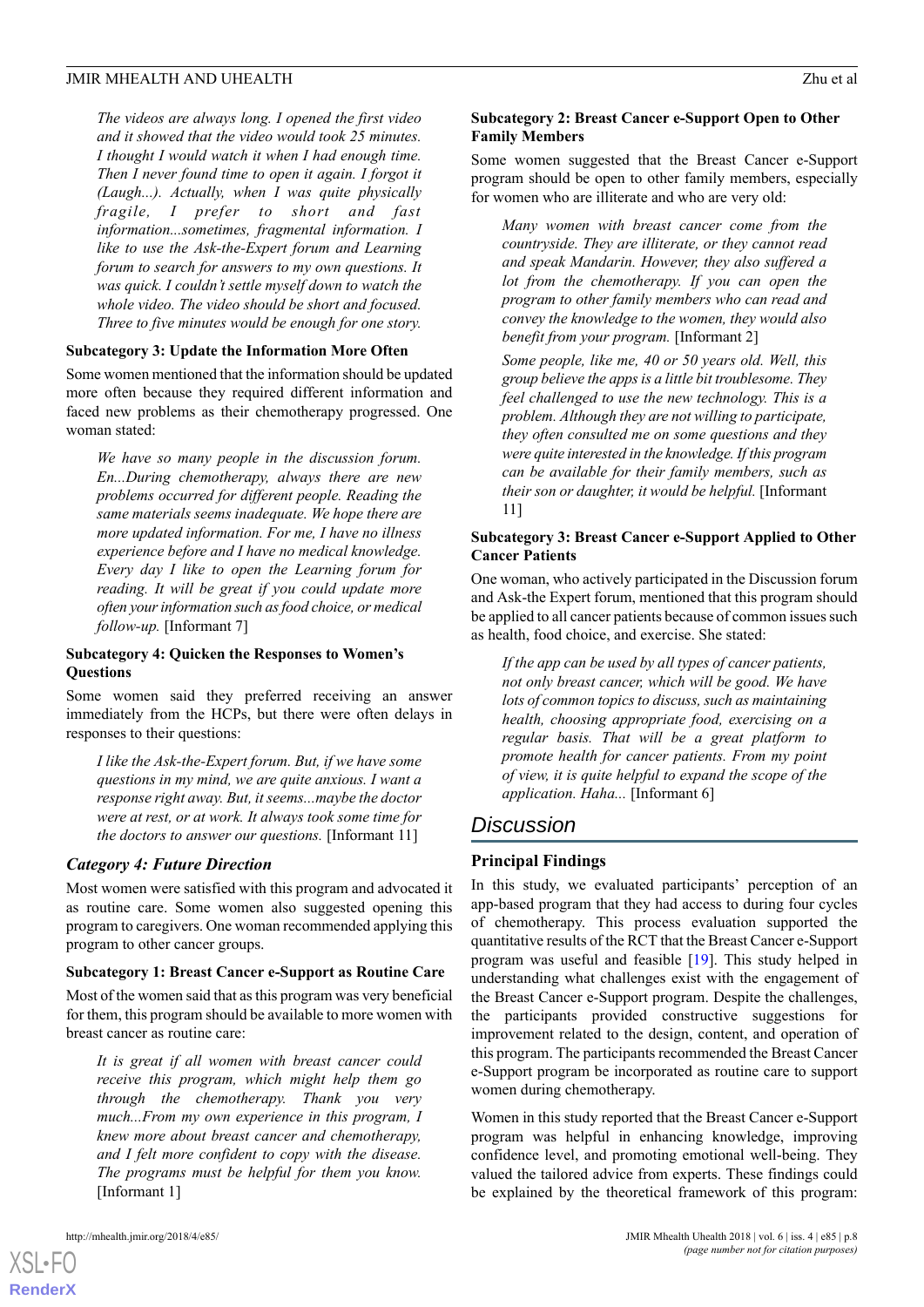*The videos are always long. I opened the first video and it showed that the video would took 25 minutes. I thought I would watch it when I had enough time. Then I never found time to open it again. I forgot it (Laugh...). Actually, when I was quite physically fragile, I prefer to short and fast information...sometimes, fragmental information. I like to use the Ask-the-Expert forum and Learning forum to search for answers to my own questions. It was quick. I couldn't settle myself down to watch the whole video. The video should be short and focused. Three to five minutes would be enough for one story.*

#### Subcategory 3: Update the Information More Often

Some women mentioned that the information should be updated more often because they required different information and faced new problems as their chemotherapy progressed. One woman stated:

> *We have so many people in the discussion forum. En...During chemotherapy, always there are new problems occurred for different people. Reading the same materials seems inadequate. We hope there are more updated information. For me, I have no illness experience before and I have no medical knowledge. Every day I like to open the Learning forum for reading. It will be great if you could update more often your information such as food choice, or medical follow-up.* [Informant 7]

#### Subcategory 4: Quicken the Responses to Women's Questions

Some women said they preferred receiving an answer immediately from the HCPs, but there were often delays in responses to their questions:

> *I like the Ask-the-Expert forum. But, if we have some questions in my mind, we are quite anxious. I want a response right away. But, it seems...maybe the doctor were at rest, or at work. It always took some time for the doctors to answer our questions.* [Informant 11]

### Category 4: Future Direction

Most women were satisfied with this program and advocated it as routine care. Some women also suggested opening this program to caregivers. One woman recommended applying this program to other cancer groups.

#### Subcategory 1: Breast Cancer e-Support as Routine Care

Most of the women said that as this program was very beneficial for them, this program should be available to more women with breast cancer as routine care:

> *It is great if all women with breast cancer could receive this program, which might help them go through the chemotherapy. Thank you very much...From my own experience in this program, I knew more about breast cancer and chemotherapy, and I felt more confident to copy with the disease. The programs must be helpful for them you know.* [Informant 1]

#### Subcategory 2: Breast Cancer e-Support Open to Other Family Members

Some women suggested that the Breast Cancer e-Support program should be open to other family members, especially for women who are illiterate and who are very old:

> *Many women with breast cancer come from the countryside. They are illiterate, or they cannot read and speak Mandarin. However, they also suffered a lot from the chemotherapy. If you can open the program to other family members who can read and convey the knowledge to the women, they would also benefit from your program.* [Informant 2]

> *Some people, like me, 40 or 50 years old. Well, this group believe the apps is a little bit troublesome. They feel challenged to use the new technology. This is a problem. Although they are not willing to participate, they often consulted me on some questions and they were quite interested in the knowledge. If this program can be available for their family members, such as their son or daughter, it would be helpful.* [Informant 11]

#### Subcategory 3: Breast Cancer e-Support Applied to Other Cancer Patients

One woman, who actively participated in the Discussion forum and Ask-the Expert forum, mentioned that this program should be applied to all cancer patients because of common issues such as health, food choice, and exercise. She stated:

> *If the app can be used by all types of cancer patients, not only breast cancer, which will be good. We have lots of common topics to discuss, such as maintaining health, choosing appropriate food, exercising on a regular basis. That will be a great platform to promote health for cancer patients. From my point of view, it is quite helpful to expand the scope of the application. Haha...* [Informant 6]

## Discussion

### Principal Findings

In this study, we evaluated participants' perception of an app-based program that they had access to during four cycles of chemotherapy. This process evaluation supported the quantitative results of the RCT that the Breast Cancer e-Support program was useful and feasible [19]. This study helped in understanding what challenges exist with the engagement of the Breast Cancer e-Support program. Despite the challenges, the participants provided constructive suggestions for improvement related to the design, content, and operation of this program. The participants recommended the Breast Cancer e-Support program be incorporated as routine care to support women during chemotherapy.

Women in this study reported that the Breast Cancer e-Support program was helpful in enhancing knowledge, improving confidence level, and promoting emotional well-being. They valued the tailored advice from experts. These findings could be explained by the theoretical framework of this program: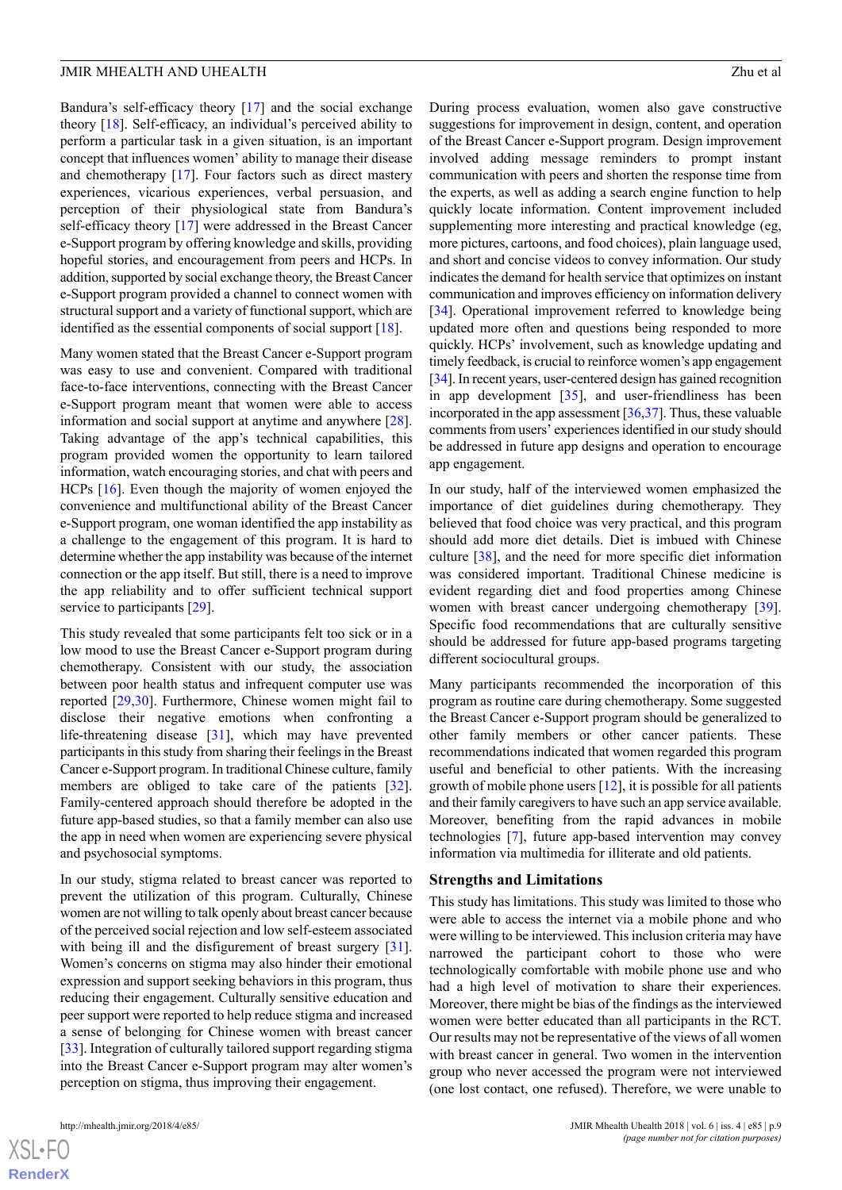Bandura's self-efficacy theory [17] and the social exchange theory [18]. Self-efficacy, an individual's perceived ability to perform a particular task in a given situation, is an important concept that influences women' ability to manage their disease and chemotherapy [17]. Four factors such as direct mastery experiences, vicarious experiences, verbal persuasion, and perception of their physiological state from Bandura's self-efficacy theory [17] were addressed in the Breast Cancer e-Support program by offering knowledge and skills, providing hopeful stories, and encouragement from peers and HCPs. In addition, supported by social exchange theory, the Breast Cancer e-Support program provided a channel to connect women with structural support and a variety of functional support, which are identified as the essential components of social support [18].

Many women stated that the Breast Cancer e-Support program was easy to use and convenient. Compared with traditional face-to-face interventions, connecting with the Breast Cancer e-Support program meant that women were able to access information and social support at anytime and anywhere [28]. Taking advantage of the app's technical capabilities, this program provided women the opportunity to learn tailored information, watch encouraging stories, and chat with peers and HCPs [16]. Even though the majority of women enjoyed the convenience and multifunctional ability of the Breast Cancer e-Support program, one woman identified the app instability as a challenge to the engagement of this program. It is hard to determine whether the app instability was because of the internet connection or the app itself. But still, there is a need to improve the app reliability and to offer sufficient technical support service to participants [29].

This study revealed that some participants felt too sick or in a low mood to use the Breast Cancer e-Support program during chemotherapy. Consistent with our study, the association between poor health status and infrequent computer use was reported [29,30]. Furthermore, Chinese women might fail to disclose their negative emotions when confronting a life-threatening disease [31], which may have prevented participants in this study from sharing their feelings in the Breast Cancer e-Support program. In traditional Chinese culture, family members are obliged to take care of the patients [32]. Family-centered approach should therefore be adopted in the future app-based studies, so that a family member can also use the app in need when women are experiencing severe physical and psychosocial symptoms.

In our study, stigma related to breast cancer was reported to prevent the utilization of this program. Culturally, Chinese women are not willing to talk openly about breast cancer because of the perceived social rejection and low self-esteem associated with being ill and the disfigurement of breast surgery [31]. Women's concerns on stigma may also hinder their emotional expression and support seeking behaviors in this program, thus reducing their engagement. Culturally sensitive education and peer support were reported to help reduce stigma and increased a sense of belonging for Chinese women with breast cancer [33]. Integration of culturally tailored support regarding stigma into the Breast Cancer e-Support program may alter women's perception on stigma, thus improving their engagement.

During process evaluation, women also gave constructive suggestions for improvement in design, content, and operation of the Breast Cancer e-Support program. Design improvement involved adding message reminders to prompt instant communication with peers and shorten the response time from the experts, as well as adding a search engine function to help quickly locate information. Content improvement included supplementing more interesting and practical knowledge (eg, more pictures, cartoons, and food choices), plain language used, and short and concise videos to convey information. Our study indicates the demand for health service that optimizes on instant communication and improves efficiency on information delivery [34]. Operational improvement referred to knowledge being updated more often and questions being responded to more quickly. HCPs' involvement, such as knowledge updating and timely feedback, is crucial to reinforce women's app engagement [34]. In recent years, user-centered design has gained recognition in app development [35], and user-friendliness has been incorporated in the app assessment [36,37]. Thus, these valuable comments from users' experiences identified in our study should be addressed in future app designs and operation to encourage app engagement.

In our study, half of the interviewed women emphasized the importance of diet guidelines during chemotherapy. They believed that food choice was very practical, and this program should add more diet details. Diet is imbued with Chinese culture [38], and the need for more specific diet information was considered important. Traditional Chinese medicine is evident regarding diet and food properties among Chinese women with breast cancer undergoing chemotherapy [39]. Specific food recommendations that are culturally sensitive should be addressed for future app-based programs targeting different sociocultural groups.

Many participants recommended the incorporation of this program as routine care during chemotherapy. Some suggested the Breast Cancer e-Support program should be generalized to other family members or other cancer patients. These recommendations indicated that women regarded this program useful and beneficial to other patients. With the increasing growth of mobile phone users [12], it is possible for all patients and their family caregivers to have such an app service available. Moreover, benefiting from the rapid advances in mobile technologies [7], future app-based intervention may convey information via multimedia for illiterate and old patients.

## Strengths and Limitations

This study has limitations. This study was limited to those who were able to access the internet via a mobile phone and who were willing to be interviewed. This inclusion criteria may have narrowed the participant cohort to those who were technologically comfortable with mobile phone use and who had a high level of motivation to share their experiences. Moreover, there might be bias of the findings as the interviewed women were better educated than all participants in the RCT. Our results may not be representative of the views of all women with breast cancer in general. Two women in the intervention group who never accessed the program were not interviewed (one lost contact, one refused). Therefore, we were unable to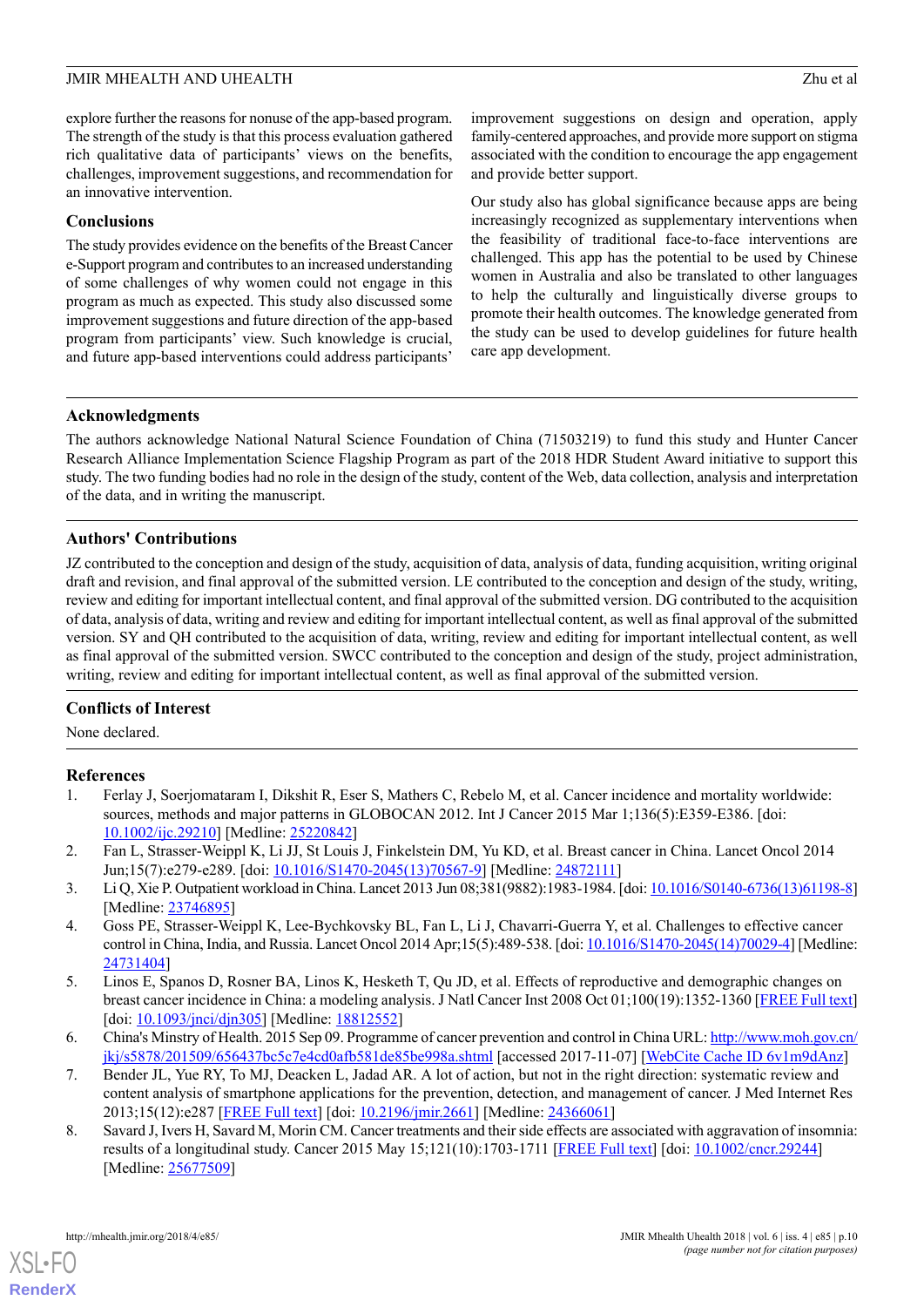explore further the reasons for nonuse of the app-based program. The strength of the study is that this process evaluation gathered rich qualitative data of participants' views on the benefits, challenges, improvement suggestions, and recommendation for an innovative intervention.

### Conclusions

The study provides evidence on the benefits of the Breast Cancer e-Support program and contributes to an increased understanding of some challenges of why women could not engage in this program as much as expected. This study also discussed some improvement suggestions and future direction of the app-based program from participants' view. Such knowledge is crucial, and future app-based interventions could address participants' improvement suggestions on design and operation, apply family-centered approaches, and provide more support on stigma associated with the condition to encourage the app engagement and provide better support.

Our study also has global significance because apps are being increasingly recognized as supplementary interventions when the feasibility of traditional face-to-face interventions are challenged. This app has the potential to be used by Chinese women in Australia and also be translated to other languages to help the culturally and linguistically diverse groups to promote their health outcomes. The knowledge generated from the study can be used to develop guidelines for future health care app development.

## Acknowledgments

The authors acknowledge National Natural Science Foundation of China (71503219) to fund this study and Hunter Cancer Research Alliance Implementation Science Flagship Program as part of the 2018 HDR Student Award initiative to support this study. The two funding bodies had no role in the design of the study, content of the Web, data collection, analysis and interpretation of the data, and in writing the manuscript.

## Authors' Contributions

JZ contributed to the conception and design of the study, acquisition of data, analysis of data, funding acquisition, writing original draft and revision, and final approval of the submitted version. LE contributed to the conception and design of the study, writing, review and editing for important intellectual content, and final approval of the submitted version. DG contributed to the acquisition of data, analysis of data, writing and review and editing for important intellectual content, as well as final approval of the submitted version. SY and QH contributed to the acquisition of data, writing, review and editing for important intellectual content, as well as final approval of the submitted version. SWCC contributed to the conception and design of the study, project administration, writing, review and editing for important intellectual content, as well as final approval of the submitted version.

## Conflicts of Interest

None declared.

## References

1. Ferlay J, Soerjomataram I, Dikshit R, Eser S, Mathers C, Rebelo M, et al. Cancer incidence and mortality worldwide: sources, methods and major patterns in GLOBOCAN 2012. Int J Cancer 2015 Mar 1;136(5):E359-E386. [doi: 10.1002/ijc.29210] [Medline: 25220842]
2. Fan L, Strasser-Weippl K, Li JJ, St Louis J, Finkelstein DM, Yu KD, et al. Breast cancer in China. Lancet Oncol 2014 Jun;15(7):e279-e289. [doi: 10.1016/S1470-2045(13)70567-9] [Medline: 24872111]
3. Li Q, Xie P. Outpatient workload in China. Lancet 2013 Jun 08;381(9882):1983-1984. [doi: 10.1016/S0140-6736(13)61198-8] [Medline: 23746895]
4. Goss PE, Strasser-Weippl K, Lee-Bychkovsky BL, Fan L, Li J, Chavarri-Guerra Y, et al. Challenges to effective cancer control in China, India, and Russia. Lancet Oncol 2014 Apr;15(5):489-538. [doi: 10.1016/S1470-2045(14)70029-4] [Medline: 24731404]
5. Linos E, Spanos D, Rosner BA, Linos K, Hesketh T, Qu JD, et al. Effects of reproductive and demographic changes on breast cancer incidence in China: a modeling analysis. J Natl Cancer Inst 2008 Oct 01;100(19):1352-1360 [FREE Full text] [doi: 10.1093/jnci/djn305] [Medline: 18812552]
6. China's Minstry of Health. 2015 Sep 09. Programme of cancer prevention and control in China URL: http://www.moh.gov.cn/jkj/s5878/201509/656437bc5c7e4cd0afb581de85be998a.shtml [accessed 2017-11-07] [WebCite Cache ID 6v1m9dAnz]
7. Bender JL, Yue RY, To MJ, Deacken L, Jadad AR. A lot of action, but not in the right direction: systematic review and content analysis of smartphone applications for the prevention, detection, and management of cancer. J Med Internet Res 2013;15(12):e287 [FREE Full text] [doi: 10.2196/jmir.2661] [Medline: 24366061]
8. Savard J, Ivers H, Savard M, Morin CM. Cancer treatments and their side effects are associated with aggravation of insomnia: results of a longitudinal study. Cancer 2015 May 15;121(10):1703-1711 [FREE Full text] [doi: 10.1002/cncr.29244] [Medline: 25677509]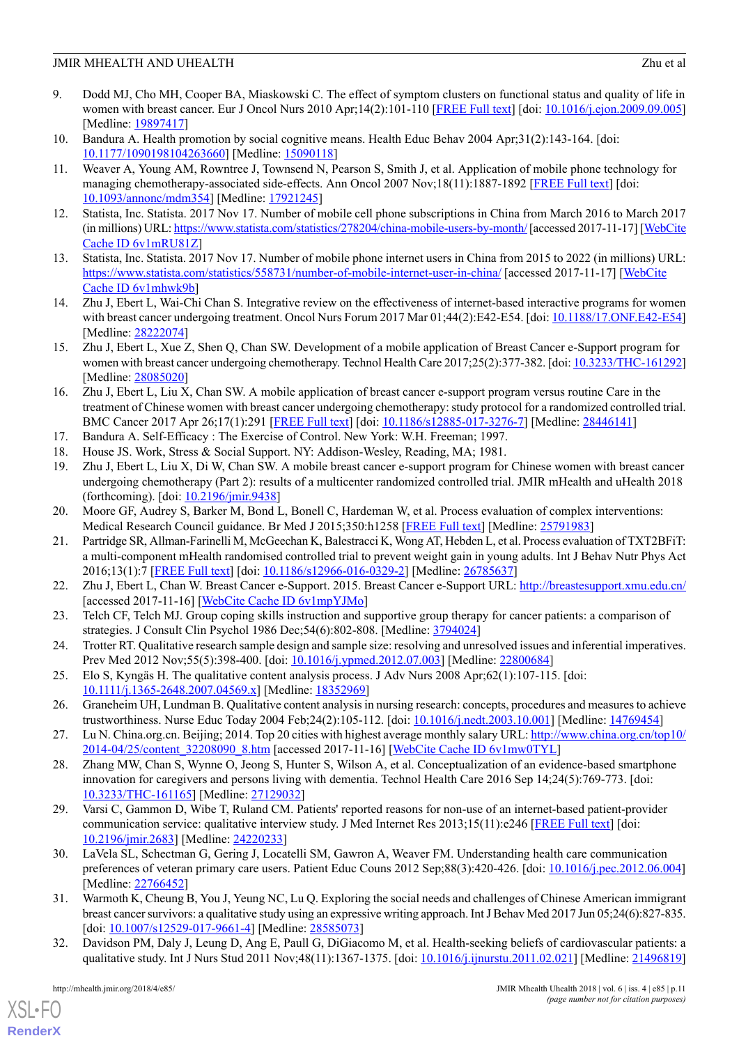9. Dodd MJ, Cho MH, Cooper BA, Miaskowski C. The effect of symptom clusters on functional status and quality of life in women with breast cancer. Eur J Oncol Nurs 2010 Apr;14(2):101-110 [FREE Full text] [doi: 10.1016/j.ejon.2009.09.005] [Medline: 19897417]
10. Bandura A. Health promotion by social cognitive means. Health Educ Behav 2004 Apr;31(2):143-164. [doi: 10.1177/1090198104263660] [Medline: 15090118]
11. Weaver A, Young AM, Rowntree J, Townsend N, Pearson S, Smith J, et al. Application of mobile phone technology for managing chemotherapy-associated side-effects. Ann Oncol 2007 Nov;18(11):1887-1892 [FREE Full text] [doi: 10.1093/annonc/mdm354] [Medline: 17921245]
12. Statista, Inc. Statista. 2017 Nov 17. Number of mobile cell phone subscriptions in China from March 2016 to March 2017 (in millions) URL: https://www.statista.com/statistics/278204/china-mobile-users-by-month/ [accessed 2017-11-17] [WebCite Cache ID 6v1mRU81Z]
13. Statista, Inc. Statista. 2017 Nov 17. Number of mobile phone internet users in China from 2015 to 2022 (in millions) URL: https://www.statista.com/statistics/558731/number-of-mobile-internet-user-in-china/ [accessed 2017-11-17] [WebCite Cache ID 6v1mhwk9b]
14. Zhu J, Ebert L, Wai-Chi Chan S. Integrative review on the effectiveness of internet-based interactive programs for women with breast cancer undergoing treatment. Oncol Nurs Forum 2017 Mar 01;44(2):E42-E54. [doi: 10.1188/17.ONF.E42-E54] [Medline: 28222074]
15. Zhu J, Ebert L, Xue Z, Shen Q, Chan SW. Development of a mobile application of Breast Cancer e-Support program for women with breast cancer undergoing chemotherapy. Technol Health Care 2017;25(2):377-382. [doi: 10.3233/THC-161292] [Medline: 28085020]
16. Zhu J, Ebert L, Liu X, Chan SW. A mobile application of breast cancer e-support program versus routine Care in the treatment of Chinese women with breast cancer undergoing chemotherapy: study protocol for a randomized controlled trial. BMC Cancer 2017 Apr 26;17(1):291 [FREE Full text] [doi: 10.1186/s12885-017-3276-7] [Medline: 28446141]
17. Bandura A. Self-Efficacy : The Exercise of Control. New York: W.H. Freeman; 1997.
18. House JS. Work, Stress & Social Support. NY: Addison-Wesley, Reading, MA; 1981.
19. Zhu J, Ebert L, Liu X, Di W, Chan SW. A mobile breast cancer e-support program for Chinese women with breast cancer undergoing chemotherapy (Part 2): results of a multicenter randomized controlled trial. JMIR mHealth and uHealth 2018 (forthcoming). [doi: 10.2196/jmir.9438]
20. Moore GF, Audrey S, Barker M, Bond L, Bonell C, Hardeman W, et al. Process evaluation of complex interventions: Medical Research Council guidance. Br Med J 2015;350:h1258 [FREE Full text] [Medline: 25791983]
21. Partridge SR, Allman-Farinelli M, McGeechan K, Balestracci K, Wong AT, Hebden L, et al. Process evaluation of TXT2BFiT: a multi-component mHealth randomised controlled trial to prevent weight gain in young adults. Int J Behav Nutr Phys Act 2016;13(1):7 [FREE Full text] [doi: 10.1186/s12966-016-0329-2] [Medline: 26785637]
22. Zhu J, Ebert L, Chan W. Breast Cancer e-Support. 2015. Breast Cancer e-Support URL: http://breastesupport.xmu.edu.cn/ [accessed 2017-11-16] [WebCite Cache ID 6v1mpYJMo]
23. Telch CF, Telch MJ. Group coping skills instruction and supportive group therapy for cancer patients: a comparison of strategies. J Consult Clin Psychol 1986 Dec;54(6):802-808. [Medline: 3794024]
24. Trotter RT. Qualitative research sample design and sample size: resolving and unresolved issues and inferential imperatives. Prev Med 2012 Nov;55(5):398-400. [doi: 10.1016/j.ypmed.2012.07.003] [Medline: 22800684]
25. Elo S, Kyngäs H. The qualitative content analysis process. J Adv Nurs 2008 Apr;62(1):107-115. [doi: 10.1111/j.1365-2648.2007.04569.x] [Medline: 18352969]
26. Graneheim UH, Lundman B. Qualitative content analysis in nursing research: concepts, procedures and measures to achieve trustworthiness. Nurse Educ Today 2004 Feb;24(2):105-112. [doi: 10.1016/j.nedt.2003.10.001] [Medline: 14769454]
27. Lu N. China.org.cn. Beijing; 2014. Top 20 cities with highest average monthly salary URL: http://www.china.org.cn/top10/2014-04/25/content_32208090_8.htm [accessed 2017-11-16] [WebCite Cache ID 6v1mw0TYL]
28. Zhang MW, Chan S, Wynne O, Jeong S, Hunter S, Wilson A, et al. Conceptualization of an evidence-based smartphone innovation for caregivers and persons living with dementia. Technol Health Care 2016 Sep 14;24(5):769-773. [doi: 10.3233/THC-161165] [Medline: 27129032]
29. Varsi C, Gammon D, Wibe T, Ruland CM. Patients' reported reasons for non-use of an internet-based patient-provider communication service: qualitative interview study. J Med Internet Res 2013;15(11):e246 [FREE Full text] [doi: 10.2196/jmir.2683] [Medline: 24220233]
30. LaVela SL, Schectman G, Gering J, Locatelli SM, Gawron A, Weaver FM. Understanding health care communication preferences of veteran primary care users. Patient Educ Couns 2012 Sep;88(3):420-426. [doi: 10.1016/j.pec.2012.06.004] [Medline: 22766452]
31. Warmoth K, Cheung B, You J, Yeung NC, Lu Q. Exploring the social needs and challenges of Chinese American immigrant breast cancer survivors: a qualitative study using an expressive writing approach. Int J Behav Med 2017 Jun 05;24(6):827-835. [doi: 10.1007/s12529-017-9661-4] [Medline: 28585073]
32. Davidson PM, Daly J, Leung D, Ang E, Paull G, DiGiacomo M, et al. Health-seeking beliefs of cardiovascular patients: a qualitative study. Int J Nurs Stud 2011 Nov;48(11):1367-1375. [doi: 10.1016/j.ijnurstu.2011.02.021] [Medline: 21496819]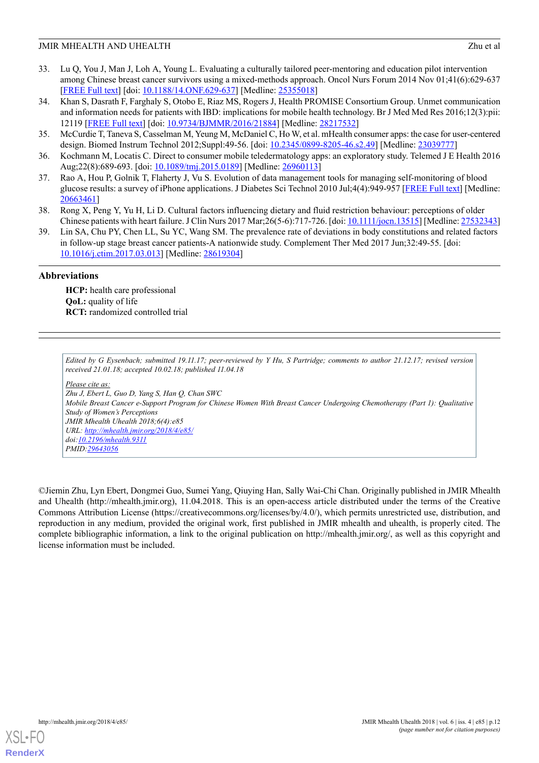33. Lu Q, You J, Man J, Loh A, Young L. Evaluating a culturally tailored peer-mentoring and education pilot intervention among Chinese breast cancer survivors using a mixed-methods approach. Oncol Nurs Forum 2014 Nov 01;41(6):629-637 [FREE Full text] [doi: 10.1188/14.ONF.629-637] [Medline: 25355018]
34. Khan S, Dasrath F, Farghaly S, Otobo E, Riaz MS, Rogers J, Health PROMISE Consortium Group. Unmet communication and information needs for patients with IBD: implications for mobile health technology. Br J Med Med Res 2016;12(3):pii: 12119 [FREE Full text] [doi: 10.9734/BJMMR/2016/21884] [Medline: 28217532]
35. McCurdie T, Taneva S, Casselman M, Yeung M, McDaniel C, Ho W, et al. mHealth consumer apps: the case for user-centered design. Biomed Instrum Technol 2012;Suppl:49-56. [doi: 10.2345/0899-8205-46.s2.49] [Medline: 23039777]
36. Kochmann M, Locatis C. Direct to consumer mobile teledermatology apps: an exploratory study. Telemed J E Health 2016 Aug;22(8):689-693. [doi: 10.1089/tmj.2015.0189] [Medline: 26960113]
37. Rao A, Hou P, Golnik T, Flaherty J, Vu S. Evolution of data management tools for managing self-monitoring of blood glucose results: a survey of iPhone applications. J Diabetes Sci Technol 2010 Jul;4(4):949-957 [FREE Full text] [Medline: 20663461]
38. Rong X, Peng Y, Yu H, Li D. Cultural factors influencing dietary and fluid restriction behaviour: perceptions of older Chinese patients with heart failure. J Clin Nurs 2017 Mar;26(5-6):717-726. [doi: 10.1111/jocn.13515] [Medline: 27532343]
39. Lin SA, Chu PY, Chen LL, Su YC, Wang SM. The prevalence rate of deviations in body constitutions and related factors in follow-up stage breast cancer patients-A nationwide study. Complement Ther Med 2017 Jun;32:49-55. [doi: 10.1016/j.ctim.2017.03.013] [Medline: 28619304]

## Abbreviations

**HCP:** health care professional
**QoL:** quality of life
**RCT:** randomized controlled trial

*Edited by G Eysenbach; submitted 19.11.17; peer-reviewed by Y Hu, S Partridge; comments to author 21.12.17; revised version received 21.01.18; accepted 10.02.18; published 11.04.18*

*Please cite as:*
*Zhu J, Ebert L, Guo D, Yang S, Han Q, Chan SWC*
*Mobile Breast Cancer e-Support Program for Chinese Women With Breast Cancer Undergoing Chemotherapy (Part 1): Qualitative Study of Women's Perceptions*
*JMIR Mhealth Uhealth 2018;6(4):e85*
*URL: http://mhealth.jmir.org/2018/4/e85/*
*doi:10.2196/mhealth.9311*
*PMID:29643056*

©Jiemin Zhu, Lyn Ebert, Dongmei Guo, Sumei Yang, Qiuying Han, Sally Wai-Chi Chan. Originally published in JMIR Mhealth and Uhealth (http://mhealth.jmir.org), 11.04.2018. This is an open-access article distributed under the terms of the Creative Commons Attribution License (https://creativecommons.org/licenses/by/4.0/), which permits unrestricted use, distribution, and reproduction in any medium, provided the original work, first published in JMIR mhealth and uhealth, is properly cited. The complete bibliographic information, a link to the original publication on http://mhealth.jmir.org/, as well as this copyright and license information must be included.